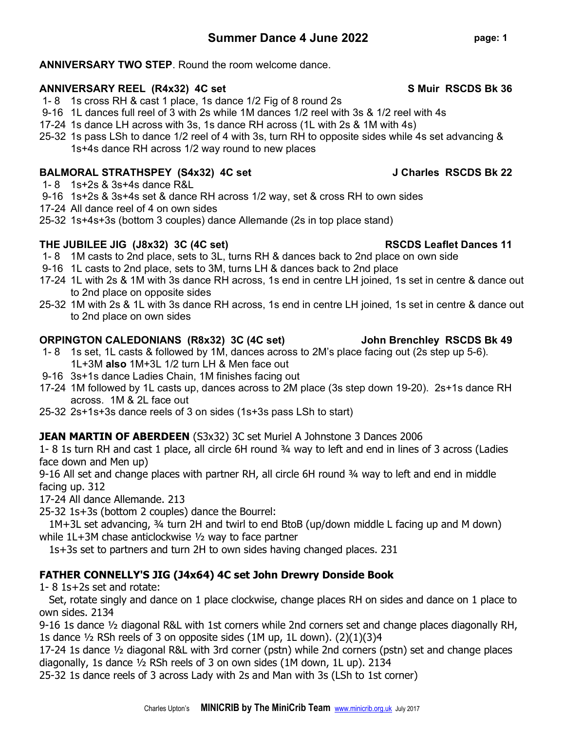# Summer Dance 4 June 2022

**ANNIVERSARY TWO STEP**. Round the room welcome dance.

**ANNIVERSARY REEL (R4x32) 4C set** **S Muir RSCDS Bk 36**

1- 8 1s cross RH & cast 1 place, 1s dance 1/2 Fig of 8 round 2s
9-16 1L dances full reel of 3 with 2s while 1M dances 1/2 reel with 3s & 1/2 reel with 4s
17-24 1s dance LH across with 3s, 1s dance RH across (1L with 2s & 1M with 4s)
25-32 1s pass LSh to dance 1/2 reel of 4 with 3s, turn RH to opposite sides while 4s set advancing & 1s+4s dance RH across 1/2 way round to new places

**BALMORAL STRATHSPEY (S4x32) 4C set** **J Charles RSCDS Bk 22**

1- 8 1s+2s & 3s+4s dance R&L
9-16 1s+2s & 3s+4s set & dance RH across 1/2 way, set & cross RH to own sides
17-24 All dance reel of 4 on own sides
25-32 1s+4s+3s (bottom 3 couples) dance Allemande (2s in top place stand)

**THE JUBILEE JIG (J8x32) 3C (4C set)** **RSCDS Leaflet Dances 11**

1- 8 1M casts to 2nd place, sets to 3L, turns RH & dances back to 2nd place on own side
9-16 1L casts to 2nd place, sets to 3M, turns LH & dances back to 2nd place
17-24 1L with 2s & 1M with 3s dance RH across, 1s end in centre LH joined, 1s set in centre & dance out to 2nd place on opposite sides
25-32 1M with 2s & 1L with 3s dance RH across, 1s end in centre LH joined, 1s set in centre & dance out to 2nd place on own sides

**ORPINGTON CALEDONIANS (R8x32) 3C (4C set)** **John Brenchley RSCDS Bk 49**

1- 8 1s set, 1L casts & followed by 1M, dances across to 2M's place facing out (2s step up 5-6). 1L+3M **also** 1M+3L 1/2 turn LH & Men face out
9-16 3s+1s dance Ladies Chain, 1M finishes facing out
17-24 1M followed by 1L casts up, dances across to 2M place (3s step down 19-20). 2s+1s dance RH across. 1M & 2L face out
25-32 2s+1s+3s dance reels of 3 on sides (1s+3s pass LSh to start)

**JEAN MARTIN OF ABERDEEN** (S3x32) 3C set Muriel A Johnstone 3 Dances 2006

1- 8 1s turn RH and cast 1 place, all circle 6H round ¾ way to left and end in lines of 3 across (Ladies face down and Men up)

9-16 All set and change places with partner RH, all circle 6H round ¾ way to left and end in middle facing up. 312

17-24 All dance Allemande. 213

25-32 1s+3s (bottom 2 couples) dance the Bourrel:

1M+3L set advancing, ¾ turn 2H and twirl to end BtoB (up/down middle L facing up and M down) while 1L+3M chase anticlockwise ½ way to face partner

1s+3s set to partners and turn 2H to own sides having changed places. 231

**FATHER CONNELLY'S JIG (J4x64) 4C set John Drewry Donside Book**

1- 8 1s+2s set and rotate:

Set, rotate singly and dance on 1 place clockwise, change places RH on sides and dance on 1 place to own sides. 2134

9-16 1s dance ½ diagonal R&L with 1st corners while 2nd corners set and change places diagonally RH, 1s dance ½ RSh reels of 3 on opposite sides (1M up, 1L down). (2)(1)(3)4

17-24 1s dance ½ diagonal R&L with 3rd corner (pstn) while 2nd corners (pstn) set and change places diagonally, 1s dance ½ RSh reels of 3 on own sides (1M down, 1L up). 2134

25-32 1s dance reels of 3 across Lady with 2s and Man with 3s (LSh to 1st corner)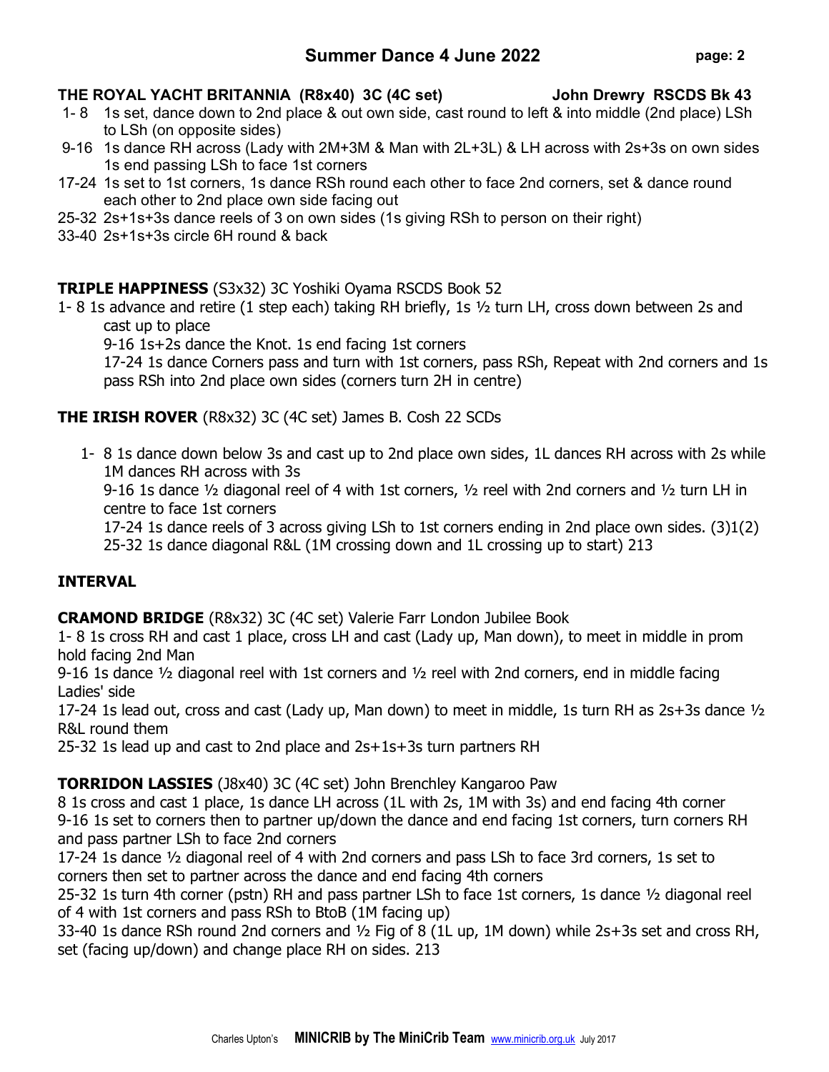## Summer Dance 4 June 2022

**THE ROYAL YACHT BRITANNIA (R8x40) 3C (4C set) John Drewry RSCDS Bk 43**

1- 8 1s set, dance down to 2nd place & out own side, cast round to left & into middle (2nd place) LSh to LSh (on opposite sides)

9-16 1s dance RH across (Lady with 2M+3M & Man with 2L+3L) & LH across with 2s+3s on own sides 1s end passing LSh to face 1st corners

17-24 1s set to 1st corners, 1s dance RSh round each other to face 2nd corners, set & dance round each other to 2nd place own side facing out

25-32 2s+1s+3s dance reels of 3 on own sides (1s giving RSh to person on their right)

33-40 2s+1s+3s circle 6H round & back

**TRIPLE HAPPINESS** (S3x32) 3C Yoshiki Oyama RSCDS Book 52

1- 8 1s advance and retire (1 step each) taking RH briefly, 1s ½ turn LH, cross down between 2s and cast up to place

9-16 1s+2s dance the Knot. 1s end facing 1st corners

17-24 1s dance Corners pass and turn with 1st corners, pass RSh, Repeat with 2nd corners and 1s pass RSh into 2nd place own sides (corners turn 2H in centre)

**THE IRISH ROVER** (R8x32) 3C (4C set) James B. Cosh 22 SCDs

1- 8 1s dance down below 3s and cast up to 2nd place own sides, 1L dances RH across with 2s while 1M dances RH across with 3s

9-16 1s dance ½ diagonal reel of 4 with 1st corners, ½ reel with 2nd corners and ½ turn LH in centre to face 1st corners

17-24 1s dance reels of 3 across giving LSh to 1st corners ending in 2nd place own sides. (3)1(2)

25-32 1s dance diagonal R&L (1M crossing down and 1L crossing up to start) 213

**INTERVAL**

**CRAMOND BRIDGE** (R8x32) 3C (4C set) Valerie Farr London Jubilee Book

1- 8 1s cross RH and cast 1 place, cross LH and cast (Lady up, Man down), to meet in middle in prom hold facing 2nd Man

9-16 1s dance ½ diagonal reel with 1st corners and ½ reel with 2nd corners, end in middle facing Ladies' side

17-24 1s lead out, cross and cast (Lady up, Man down) to meet in middle, 1s turn RH as 2s+3s dance ½ R&L round them

25-32 1s lead up and cast to 2nd place and 2s+1s+3s turn partners RH

**TORRIDON LASSIES** (J8x40) 3C (4C set) John Brenchley Kangaroo Paw

8 1s cross and cast 1 place, 1s dance LH across (1L with 2s, 1M with 3s) and end facing 4th corner

9-16 1s set to corners then to partner up/down the dance and end facing 1st corners, turn corners RH and pass partner LSh to face 2nd corners

17-24 1s dance ½ diagonal reel of 4 with 2nd corners and pass LSh to face 3rd corners, 1s set to corners then set to partner across the dance and end facing 4th corners

25-32 1s turn 4th corner (pstn) RH and pass partner LSh to face 1st corners, 1s dance ½ diagonal reel of 4 with 1st corners and pass RSh to BtoB (1M facing up)

33-40 1s dance RSh round 2nd corners and ½ Fig of 8 (1L up, 1M down) while 2s+3s set and cross RH, set (facing up/down) and change place RH on sides. 213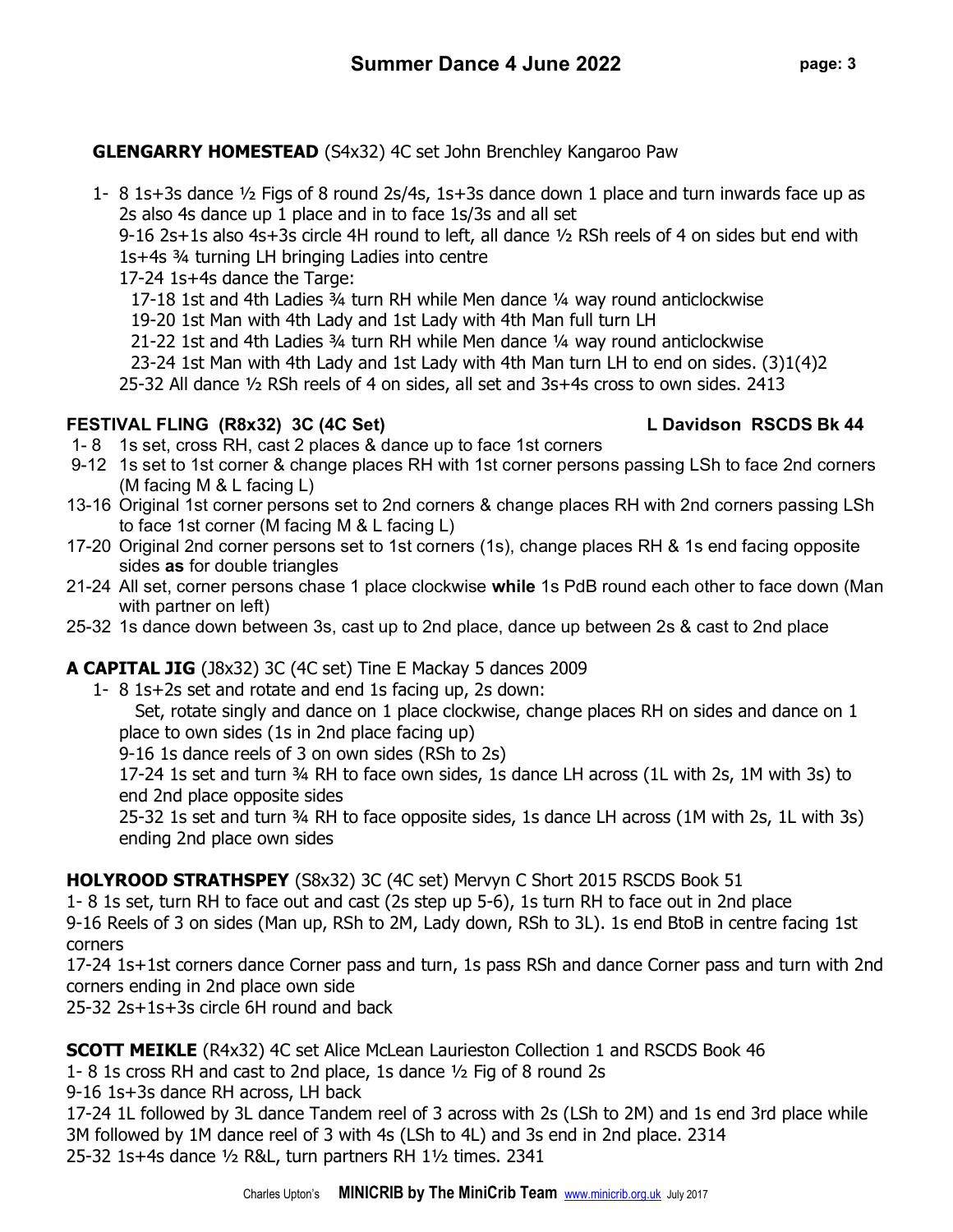**GLENGARRY HOMESTEAD** (S4x32) 4C set John Brenchley Kangaroo Paw

1- 8 1s+3s dance ½ Figs of 8 round 2s/4s, 1s+3s dance down 1 place and turn inwards face up as 2s also 4s dance up 1 place and in to face 1s/3s and all set
9-16 2s+1s also 4s+3s circle 4H round to left, all dance ½ RSh reels of 4 on sides but end with 1s+4s ¾ turning LH bringing Ladies into centre
17-24 1s+4s dance the Targe:
17-18 1st and 4th Ladies ¾ turn RH while Men dance ¼ way round anticlockwise
19-20 1st Man with 4th Lady and 1st Lady with 4th Man full turn LH
21-22 1st and 4th Ladies ¾ turn RH while Men dance ¼ way round anticlockwise
23-24 1st Man with 4th Lady and 1st Lady with 4th Man turn LH to end on sides. (3)1(4)2
25-32 All dance ½ RSh reels of 4 on sides, all set and 3s+4s cross to own sides. 2413

**FESTIVAL FLING (R8x32) 3C (4C Set) L Davidson RSCDS Bk 44**

1- 8 1s set, cross RH, cast 2 places & dance up to face 1st corners
9-12 1s set to 1st corner & change places RH with 1st corner persons passing LSh to face 2nd corners (M facing M & L facing L)
13-16 Original 1st corner persons set to 2nd corners & change places RH with 2nd corners passing LSh to face 1st corner (M facing M & L facing L)
17-20 Original 2nd corner persons set to 1st corners (1s), change places RH & 1s end facing opposite sides **as** for double triangles
21-24 All set, corner persons chase 1 place clockwise **while** 1s PdB round each other to face down (Man with partner on left)
25-32 1s dance down between 3s, cast up to 2nd place, dance up between 2s & cast to 2nd place

**A CAPITAL JIG** (J8x32) 3C (4C set) Tine E Mackay 5 dances 2009

1- 8 1s+2s set and rotate and end 1s facing up, 2s down:
Set, rotate singly and dance on 1 place clockwise, change places RH on sides and dance on 1 place to own sides (1s in 2nd place facing up)
9-16 1s dance reels of 3 on own sides (RSh to 2s)
17-24 1s set and turn ¾ RH to face own sides, 1s dance LH across (1L with 2s, 1M with 3s) to end 2nd place opposite sides
25-32 1s set and turn ¾ RH to face opposite sides, 1s dance LH across (1M with 2s, 1L with 3s) ending 2nd place own sides

**HOLYROOD STRATHSPEY** (S8x32) 3C (4C set) Mervyn C Short 2015 RSCDS Book 51

1- 8 1s set, turn RH to face out and cast (2s step up 5-6), 1s turn RH to face out in 2nd place
9-16 Reels of 3 on sides (Man up, RSh to 2M, Lady down, RSh to 3L). 1s end BtoB in centre facing 1st corners
17-24 1s+1st corners dance Corner pass and turn, 1s pass RSh and dance Corner pass and turn with 2nd corners ending in 2nd place own side
25-32 2s+1s+3s circle 6H round and back

**SCOTT MEIKLE** (R4x32) 4C set Alice McLean Laurieston Collection 1 and RSCDS Book 46

1- 8 1s cross RH and cast to 2nd place, 1s dance ½ Fig of 8 round 2s
9-16 1s+3s dance RH across, LH back
17-24 1L followed by 3L dance Tandem reel of 3 across with 2s (LSh to 2M) and 1s end 3rd place while 3M followed by 1M dance reel of 3 with 4s (LSh to 4L) and 3s end in 2nd place. 2314
25-32 1s+4s dance ½ R&L, turn partners RH 1½ times. 2341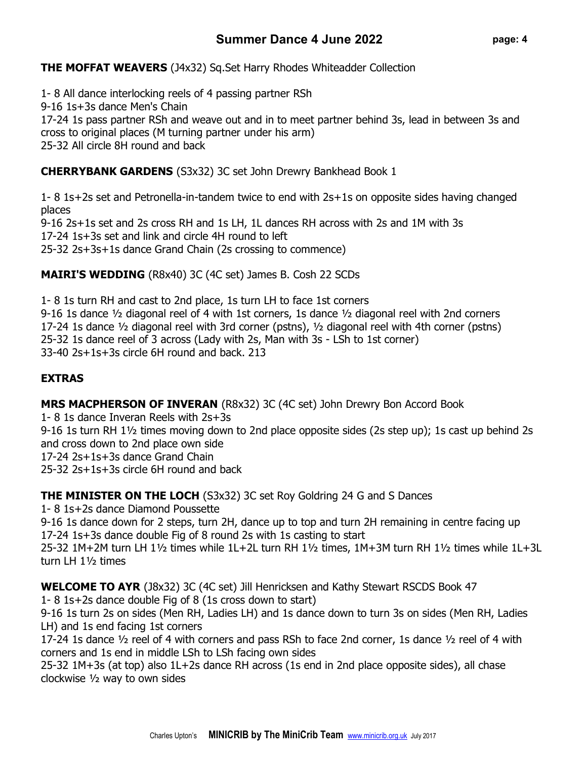**THE MOFFAT WEAVERS** (J4x32) Sq.Set Harry Rhodes Whiteadder Collection

1- 8 All dance interlocking reels of 4 passing partner RSh
9-16 1s+3s dance Men's Chain
17-24 1s pass partner RSh and weave out and in to meet partner behind 3s, lead in between 3s and cross to original places (M turning partner under his arm)
25-32 All circle 8H round and back

**CHERRYBANK GARDENS** (S3x32) 3C set John Drewry Bankhead Book 1

1- 8 1s+2s set and Petronella-in-tandem twice to end with 2s+1s on opposite sides having changed places
9-16 2s+1s set and 2s cross RH and 1s LH, 1L dances RH across with 2s and 1M with 3s
17-24 1s+3s set and link and circle 4H round to left
25-32 2s+3s+1s dance Grand Chain (2s crossing to commence)

**MAIRI'S WEDDING** (R8x40) 3C (4C set) James B. Cosh 22 SCDs

1- 8 1s turn RH and cast to 2nd place, 1s turn LH to face 1st corners
9-16 1s dance ½ diagonal reel of 4 with 1st corners, 1s dance ½ diagonal reel with 2nd corners
17-24 1s dance ½ diagonal reel with 3rd corner (pstns), ½ diagonal reel with 4th corner (pstns)
25-32 1s dance reel of 3 across (Lady with 2s, Man with 3s - LSh to 1st corner)
33-40 2s+1s+3s circle 6H round and back. 213

## EXTRAS

**MRS MACPHERSON OF INVERAN** (R8x32) 3C (4C set) John Drewry Bon Accord Book
1- 8 1s dance Inveran Reels with 2s+3s
9-16 1s turn RH 1½ times moving down to 2nd place opposite sides (2s step up); 1s cast up behind 2s and cross down to 2nd place own side
17-24 2s+1s+3s dance Grand Chain
25-32 2s+1s+3s circle 6H round and back

**THE MINISTER ON THE LOCH** (S3x32) 3C set Roy Goldring 24 G and S Dances
1- 8 1s+2s dance Diamond Poussette
9-16 1s dance down for 2 steps, turn 2H, dance up to top and turn 2H remaining in centre facing up
17-24 1s+3s dance double Fig of 8 round 2s with 1s casting to start
25-32 1M+2M turn LH 1½ times while 1L+2L turn RH 1½ times, 1M+3M turn RH 1½ times while 1L+3L turn LH 1½ times

**WELCOME TO AYR** (J8x32) 3C (4C set) Jill Henricksen and Kathy Stewart RSCDS Book 47
1- 8 1s+2s dance double Fig of 8 (1s cross down to start)
9-16 1s turn 2s on sides (Men RH, Ladies LH) and 1s dance down to turn 3s on sides (Men RH, Ladies LH) and 1s end facing 1st corners
17-24 1s dance ½ reel of 4 with corners and pass RSh to face 2nd corner, 1s dance ½ reel of 4 with corners and 1s end in middle LSh to LSh facing own sides
25-32 1M+3s (at top) also 1L+2s dance RH across (1s end in 2nd place opposite sides), all chase clockwise ½ way to own sides